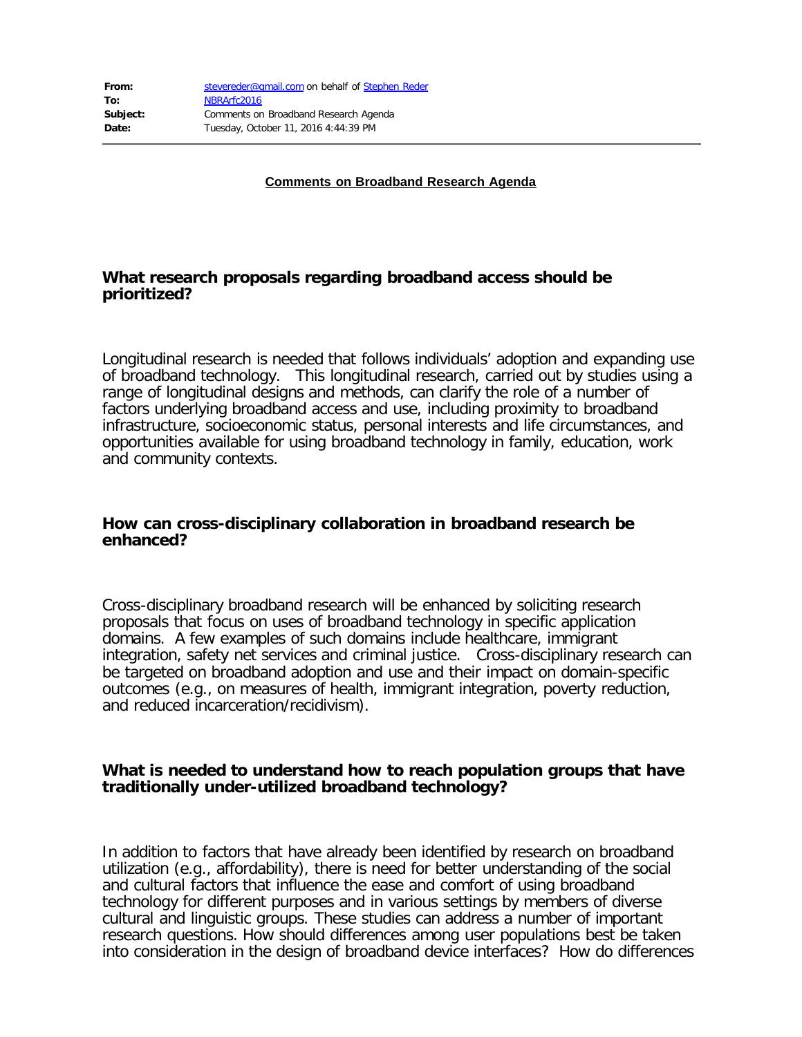| | |
|---|---|
| **From:** | stevereder@gmail.com on behalf of Stephen Reder |
| **To:** | NBRArfc2016 |
| **Subject:** | Comments on Broadband Research Agenda |
| **Date:** | Tuesday, October 11, 2016 4:44:39 PM |

**Comments on Broadband Research Agenda**

### What research proposals regarding broadband access should be prioritized?

Longitudinal research is needed that follows individuals' adoption and expanding use of broadband technology. This longitudinal research, carried out by studies using a range of longitudinal designs and methods, can clarify the role of a number of factors underlying broadband access and use, including proximity to broadband infrastructure, socioeconomic status, personal interests and life circumstances, and opportunities available for using broadband technology in family, education, work and community contexts.

### How can cross-disciplinary collaboration in broadband research be enhanced?

Cross-disciplinary broadband research will be enhanced by soliciting research proposals that focus on uses of broadband technology in specific application domains. A few examples of such domains include healthcare, immigrant integration, safety net services and criminal justice. Cross-disciplinary research can be targeted on broadband adoption and use and their impact on domain-specific outcomes (e.g., on measures of health, immigrant integration, poverty reduction, and reduced incarceration/recidivism).

### What is needed to understand how to reach population groups that have traditionally under-utilized broadband technology?

In addition to factors that have already been identified by research on broadband utilization (e.g., affordability), there is need for better understanding of the social and cultural factors that influence the ease and comfort of using broadband technology for different purposes and in various settings by members of diverse cultural and linguistic groups. These studies can address a number of important research questions. How should differences among user populations best be taken into consideration in the design of broadband device interfaces? How do differences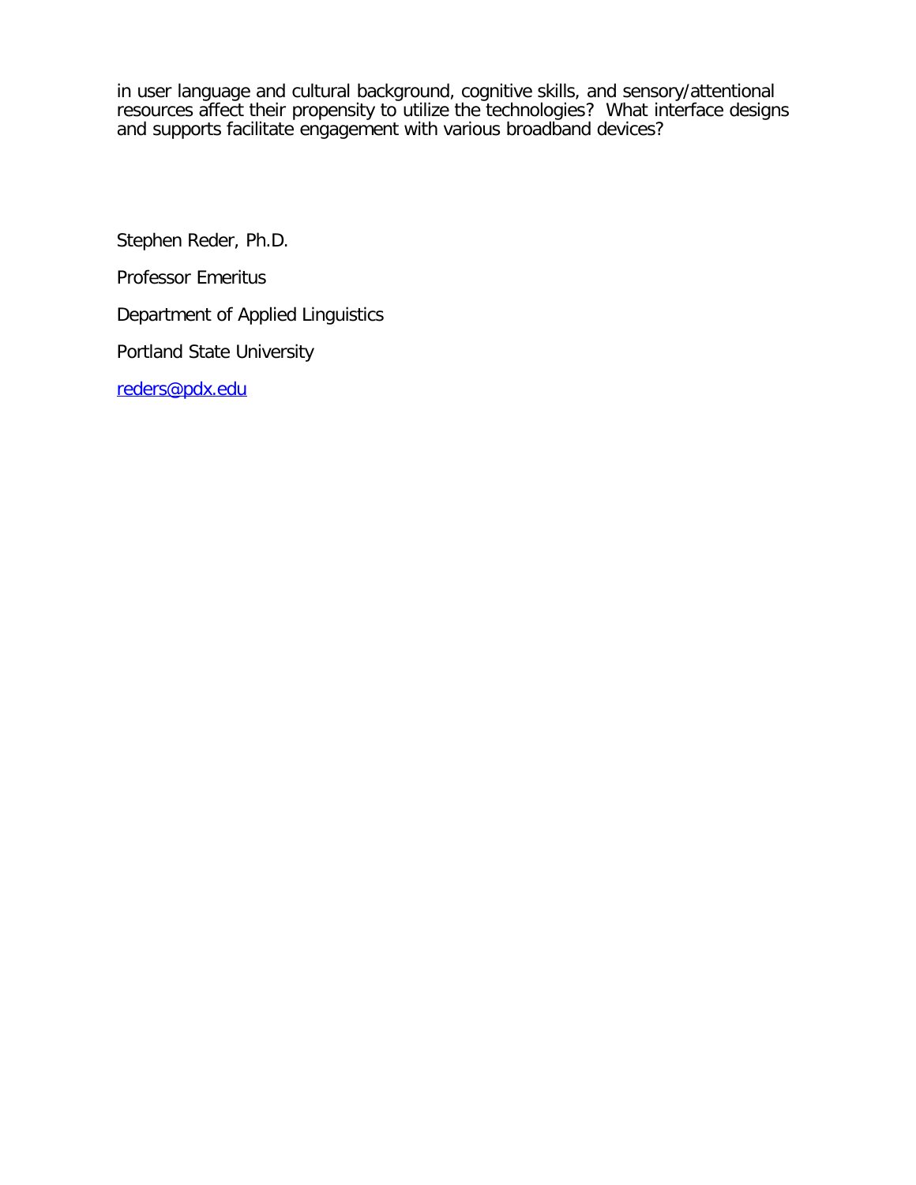in user language and cultural background, cognitive skills, and sensory/attentional resources affect their propensity to utilize the technologies? What interface designs and supports facilitate engagement with various broadband devices?

Stephen Reder, Ph.D.

Professor Emeritus

Department of Applied Linguistics

Portland State University

reders@pdx.edu